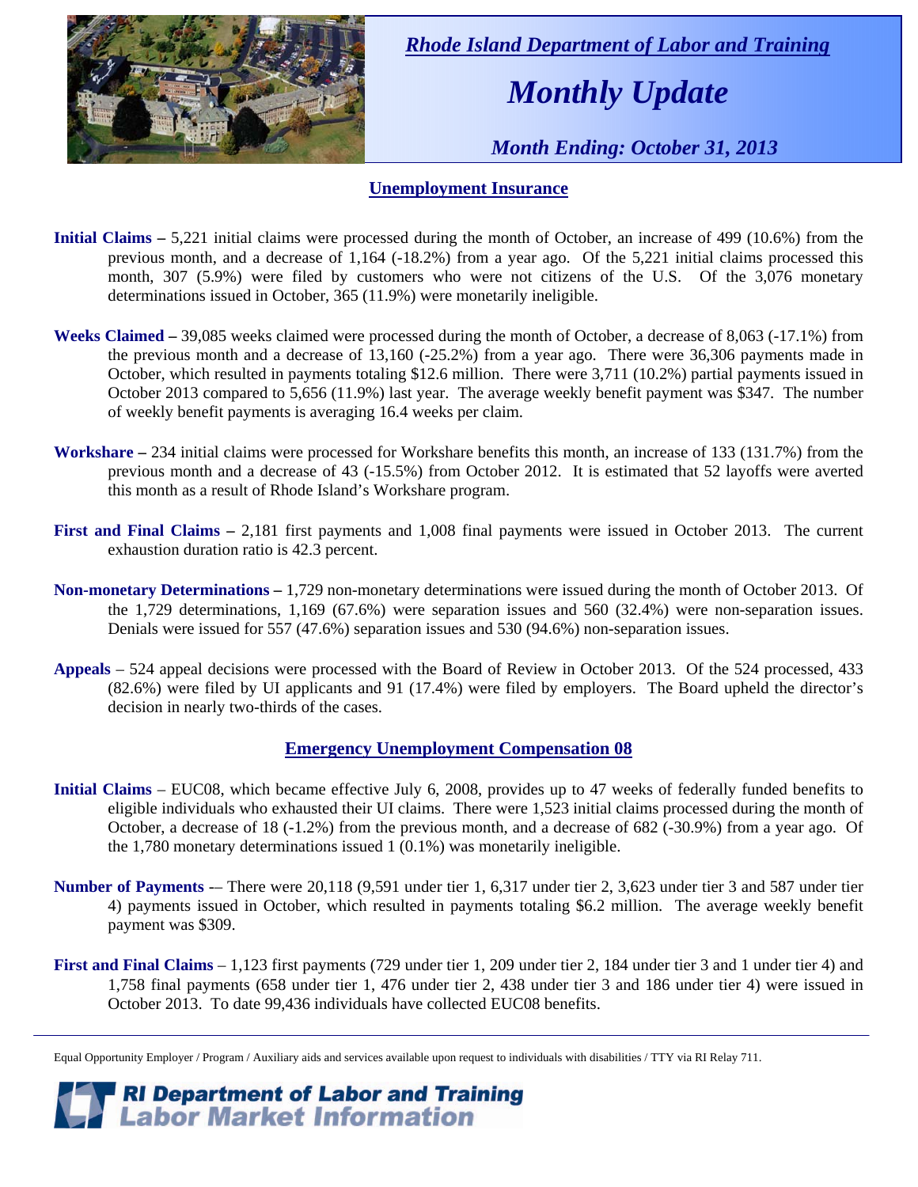*Rhode Island Department of Labor and Training*

# *Monthly Update*

*Month Ending: October 31, 2013*

## Unemployment Insurance

**Initial Claims –** 5,221 initial claims were processed during the month of October, an increase of 499 (10.6%) from the previous month, and a decrease of 1,164 (-18.2%) from a year ago. Of the 5,221 initial claims processed this month, 307 (5.9%) were filed by customers who were not citizens of the U.S. Of the 3,076 monetary determinations issued in October, 365 (11.9%) were monetarily ineligible.

**Weeks Claimed –** 39,085 weeks claimed were processed during the month of October, a decrease of 8,063 (-17.1%) from the previous month and a decrease of 13,160 (-25.2%) from a year ago. There were 36,306 payments made in October, which resulted in payments totaling $12.6 million. There were 3,711 (10.2%) partial payments issued in October 2013 compared to 5,656 (11.9%) last year. The average weekly benefit payment was $347. The number of weekly benefit payments is averaging 16.4 weeks per claim.

**Workshare –** 234 initial claims were processed for Workshare benefits this month, an increase of 133 (131.7%) from the previous month and a decrease of 43 (-15.5%) from October 2012. It is estimated that 52 layoffs were averted this month as a result of Rhode Island's Workshare program.

**First and Final Claims –** 2,181 first payments and 1,008 final payments were issued in October 2013. The current exhaustion duration ratio is 42.3 percent.

**Non-monetary Determinations –** 1,729 non-monetary determinations were issued during the month of October 2013. Of the 1,729 determinations, 1,169 (67.6%) were separation issues and 560 (32.4%) were non-separation issues. Denials were issued for 557 (47.6%) separation issues and 530 (94.6%) non-separation issues.

**Appeals** – 524 appeal decisions were processed with the Board of Review in October 2013. Of the 524 processed, 433 (82.6%) were filed by UI applicants and 91 (17.4%) were filed by employers. The Board upheld the director's decision in nearly two-thirds of the cases.

## Emergency Unemployment Compensation 08

**Initial Claims** – EUC08, which became effective July 6, 2008, provides up to 47 weeks of federally funded benefits to eligible individuals who exhausted their UI claims. There were 1,523 initial claims processed during the month of October, a decrease of 18 (-1.2%) from the previous month, and a decrease of 682 (-30.9%) from a year ago. Of the 1,780 monetary determinations issued 1 (0.1%) was monetarily ineligible.

**Number of Payments** -– There were 20,118 (9,591 under tier 1, 6,317 under tier 2, 3,623 under tier 3 and 587 under tier 4) payments issued in October, which resulted in payments totaling $6.2 million. The average weekly benefit payment was $309.

**First and Final Claims** – 1,123 first payments (729 under tier 1, 209 under tier 2, 184 under tier 3 and 1 under tier 4) and 1,758 final payments (658 under tier 1, 476 under tier 2, 438 under tier 3 and 186 under tier 4) were issued in October 2013. To date 99,436 individuals have collected EUC08 benefits.

---

Equal Opportunity Employer / Program / Auxiliary aids and services available upon request to individuals with disabilities / TTY via RI Relay 711.

**RI Department of Labor and Training**
**Labor Market Information**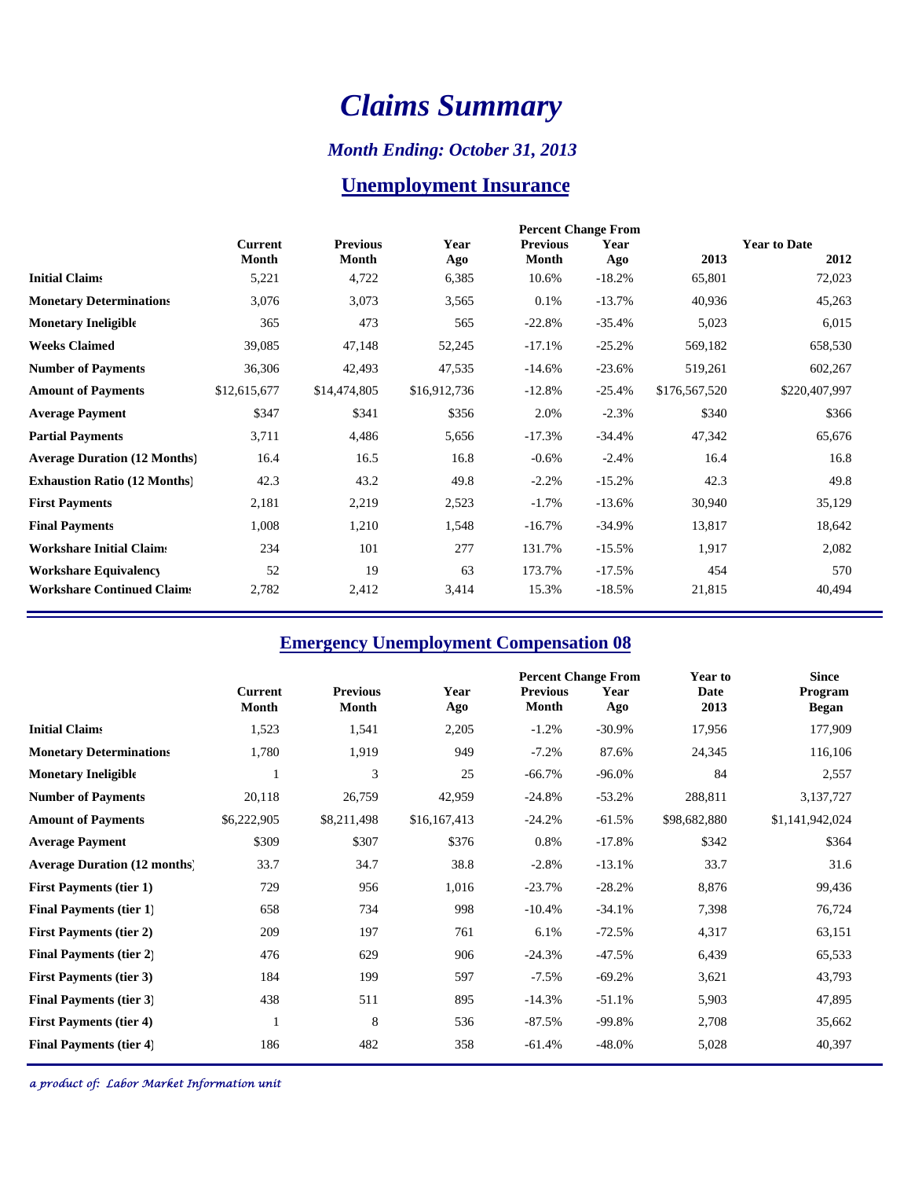# *Claims Summary*

### *Month Ending: October 31, 2013*

## Unemployment Insurance

| | Current Month | Previous Month | Year Ago | Percent Change From Previous Month | Percent Change From Year Ago | Year to Date 2013 | Year to Date 2012 |
|---|---|---|---|---|---|---|---|
| **Initial Claims** | 5,221 | 4,722 | 6,385 | 10.6% | -18.2% | 65,801 | 72,023 |
| **Monetary Determinations** | 3,076 | 3,073 | 3,565 | 0.1% | -13.7% | 40,936 | 45,263 |
| **Monetary Ineligible** | 365 | 473 | 565 | -22.8% | -35.4% | 5,023 | 6,015 |
| **Weeks Claimed** | 39,085 | 47,148 | 52,245 | -17.1% | -25.2% | 569,182 | 658,530 |
| **Number of Payments** | 36,306 | 42,493 | 47,535 | -14.6% | -23.6% | 519,261 | 602,267 |
| **Amount of Payments** | $12,615,677 | $14,474,805 | $16,912,736 | -12.8% | -25.4% | $176,567,520 | $220,407,997 |
| **Average Payment** | $347 | $341 | $356 | 2.0% | -2.3% | $340 | $366 |
| **Partial Payments** | 3,711 | 4,486 | 5,656 | -17.3% | -34.4% | 47,342 | 65,676 |
| **Average Duration (12 Months)** | 16.4 | 16.5 | 16.8 | -0.6% | -2.4% | 16.4 | 16.8 |
| **Exhaustion Ratio (12 Months)** | 42.3 | 43.2 | 49.8 | -2.2% | -15.2% | 42.3 | 49.8 |
| **First Payments** | 2,181 | 2,219 | 2,523 | -1.7% | -13.6% | 30,940 | 35,129 |
| **Final Payments** | 1,008 | 1,210 | 1,548 | -16.7% | -34.9% | 13,817 | 18,642 |
| **Workshare Initial Claims** | 234 | 101 | 277 | 131.7% | -15.5% | 1,917 | 2,082 |
| **Workshare Equivalency** | 52 | 19 | 63 | 173.7% | -17.5% | 454 | 570 |
| **Workshare Continued Claims** | 2,782 | 2,412 | 3,414 | 15.3% | -18.5% | 21,815 | 40,494 |

## Emergency Unemployment Compensation 08

| | Current Month | Previous Month | Year Ago | Percent Change From Previous Month | Percent Change From Year Ago | Year to Date 2013 | Since Program Began |
|---|---|---|---|---|---|---|---|
| **Initial Claims** | 1,523 | 1,541 | 2,205 | -1.2% | -30.9% | 17,956 | 177,909 |
| **Monetary Determinations** | 1,780 | 1,919 | 949 | -7.2% | 87.6% | 24,345 | 116,106 |
| **Monetary Ineligible** | 1 | 3 | 25 | -66.7% | -96.0% | 84 | 2,557 |
| **Number of Payments** | 20,118 | 26,759 | 42,959 | -24.8% | -53.2% | 288,811 | 3,137,727 |
| **Amount of Payments** | $6,222,905 | $8,211,498 | $16,167,413 | -24.2% | -61.5% | $98,682,880 | $1,141,942,024 |
| **Average Payment** | $309 | $307 | $376 | 0.8% | -17.8% | $342 | $364 |
| **Average Duration (12 months)** | 33.7 | 34.7 | 38.8 | -2.8% | -13.1% | 33.7 | 31.6 |
| **First Payments (tier 1)** | 729 | 956 | 1,016 | -23.7% | -28.2% | 8,876 | 99,436 |
| **Final Payments (tier 1)** | 658 | 734 | 998 | -10.4% | -34.1% | 7,398 | 76,724 |
| **First Payments (tier 2)** | 209 | 197 | 761 | 6.1% | -72.5% | 4,317 | 63,151 |
| **Final Payments (tier 2)** | 476 | 629 | 906 | -24.3% | -47.5% | 6,439 | 65,533 |
| **First Payments (tier 3)** | 184 | 199 | 597 | -7.5% | -69.2% | 3,621 | 43,793 |
| **Final Payments (tier 3)** | 438 | 511 | 895 | -14.3% | -51.1% | 5,903 | 47,895 |
| **First Payments (tier 4)** | 1 | 8 | 536 | -87.5% | -99.8% | 2,708 | 35,662 |
| **Final Payments (tier 4)** | 186 | 482 | 358 | -61.4% | -48.0% | 5,028 | 40,397 |

*a product of: Labor Market Information unit*